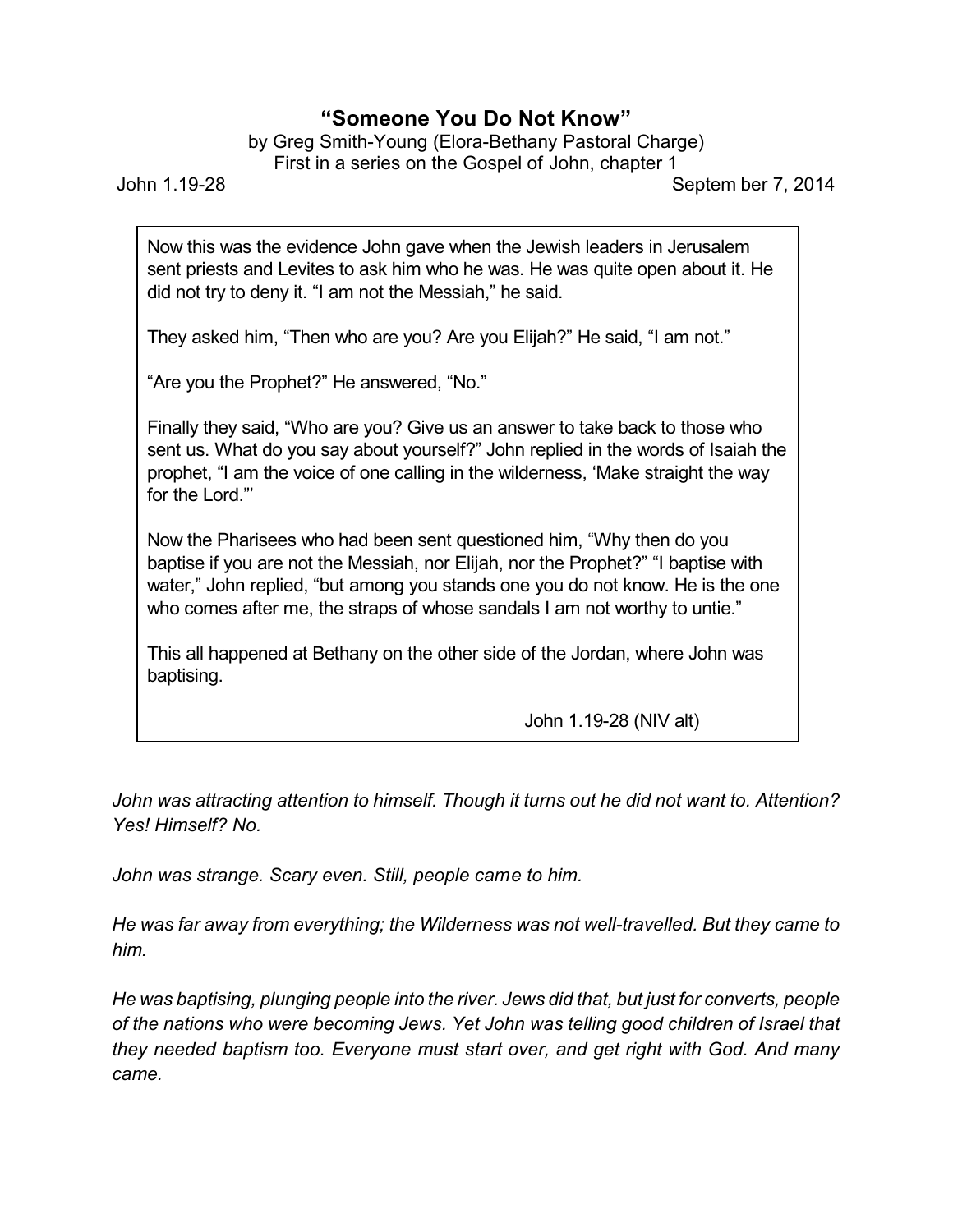# "Someone You Do Not Know"

by Greg Smith-Young (Elora-Bethany Pastoral Charge)
First in a series on the Gospel of John, chapter 1

John 1.19-28 — Septem ber 7, 2014

> Now this was the evidence John gave when the Jewish leaders in Jerusalem sent priests and Levites to ask him who he was. He was quite open about it. He did not try to deny it. "I am not the Messiah," he said.
>
> They asked him, "Then who are you? Are you Elijah?" He said, "I am not."
>
> "Are you the Prophet?" He answered, "No."
>
> Finally they said, "Who are you? Give us an answer to take back to those who sent us. What do you say about yourself?" John replied in the words of Isaiah the prophet, "I am the voice of one calling in the wilderness, 'Make straight the way for the Lord.'"
>
> Now the Pharisees who had been sent questioned him, "Why then do you baptise if you are not the Messiah, nor Elijah, nor the Prophet?" "I baptise with water," John replied, "but among you stands one you do not know. He is the one who comes after me, the straps of whose sandals I am not worthy to untie."
>
> This all happened at Bethany on the other side of the Jordan, where John was baptising.
>
> John 1.19-28 (NIV alt)

*John was attracting attention to himself. Though it turns out he did not want to. Attention? Yes! Himself? No.*

*John was strange. Scary even. Still, people came to him.*

*He was far away from everything; the Wilderness was not well-travelled. But they came to him.*

*He was baptising, plunging people into the river. Jews did that, but just for converts, people of the nations who were becoming Jews. Yet John was telling good children of Israel that they needed baptism too. Everyone must start over, and get right with God. And many came.*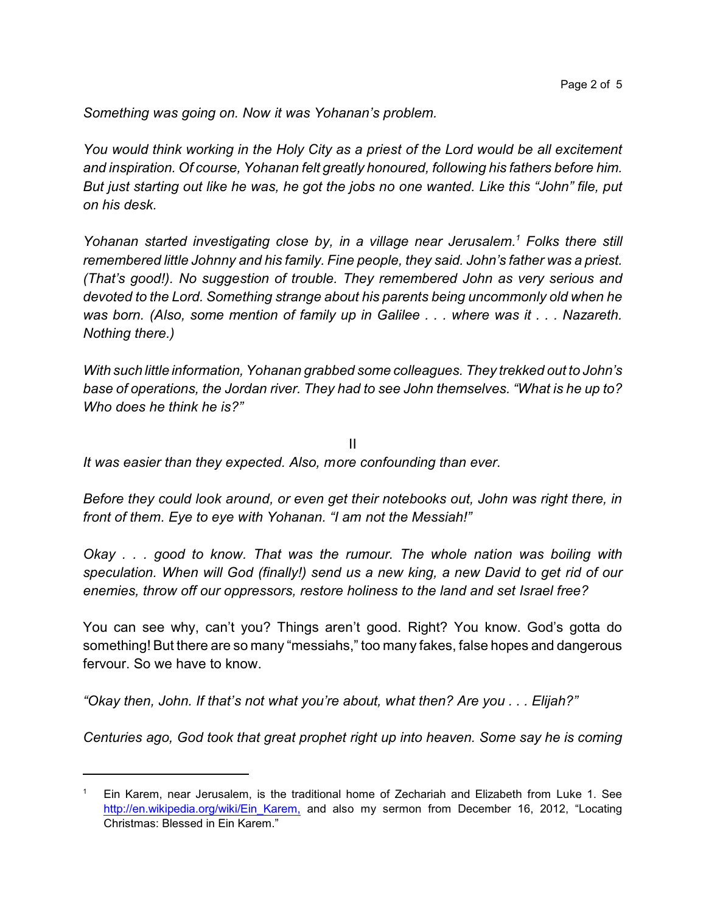*Something was going on. Now it was Yohanan's problem.*

*You would think working in the Holy City as a priest of the Lord would be all excitement and inspiration. Of course, Yohanan felt greatly honoured, following his fathers before him. But just starting out like he was, he got the jobs no one wanted. Like this "John" file, put on his desk.*

*Yohanan started investigating close by, in a village near Jerusalem.*[1] *Folks there still remembered little Johnny and his family. Fine people, they said. John's father was a priest. (That's good!). No suggestion of trouble. They remembered John as very serious and devoted to the Lord. Something strange about his parents being uncommonly old when he was born. (Also, some mention of family up in Galilee . . . where was it . . . Nazareth. Nothing there.)*

*With such little information, Yohanan grabbed some colleagues. They trekked out to John's base of operations, the Jordan river. They had to see John themselves. "What is he up to? Who does he think he is?"*

II

*It was easier than they expected. Also, more confounding than ever.*

*Before they could look around, or even get their notebooks out, John was right there, in front of them. Eye to eye with Yohanan. "I am not the Messiah!"*

*Okay . . . good to know. That was the rumour. The whole nation was boiling with speculation. When will God (finally!) send us a new king, a new David to get rid of our enemies, throw off our oppressors, restore holiness to the land and set Israel free?*

You can see why, can't you? Things aren't good. Right? You know. God's gotta do something! But there are so many "messiahs," too many fakes, false hopes and dangerous fervour. So we have to know.

*"Okay then, John. If that's not what you're about, what then? Are you . . . Elijah?"*

*Centuries ago, God took that great prophet right up into heaven. Some say he is coming*

---

[1] Ein Karem, near Jerusalem, is the traditional home of Zechariah and Elizabeth from Luke 1. See http://en.wikipedia.org/wiki/Ein_Karem, and also my sermon from December 16, 2012, "Locating Christmas: Blessed in Ein Karem."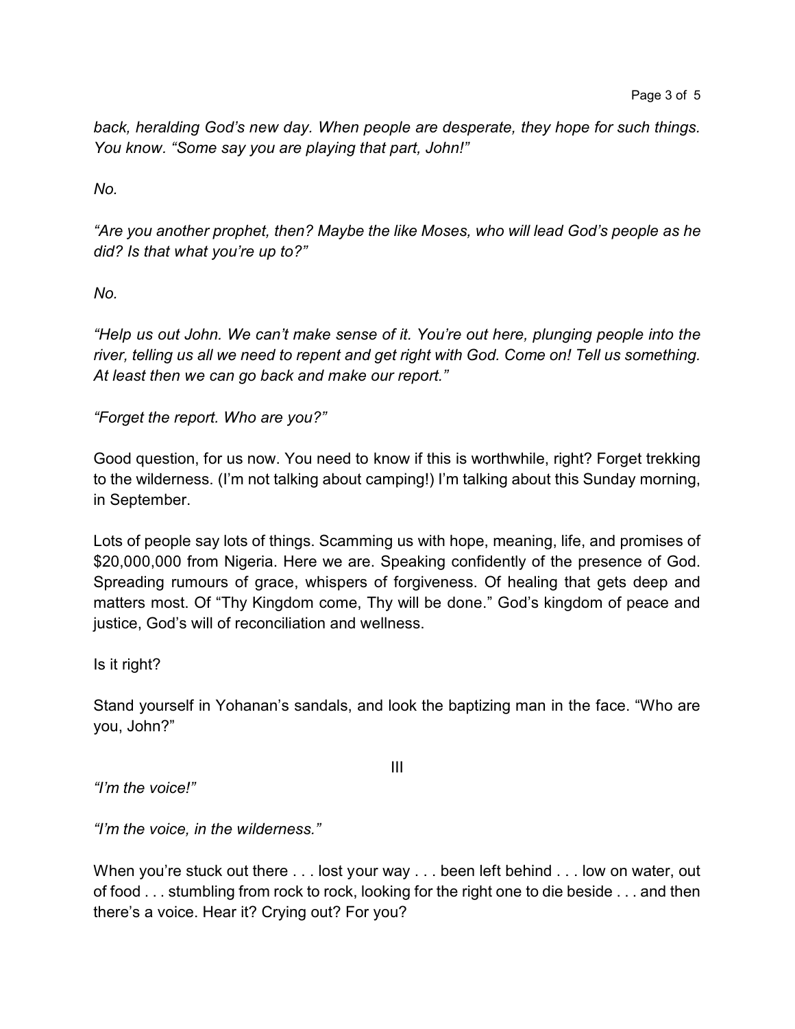*back, heralding God's new day. When people are desperate, they hope for such things. You know. "Some say you are playing that part, John!"*

*No.*

*"Are you another prophet, then? Maybe the like Moses, who will lead God's people as he did? Is that what you're up to?"*

*No.*

*"Help us out John. We can't make sense of it. You're out here, plunging people into the river, telling us all we need to repent and get right with God. Come on! Tell us something. At least then we can go back and make our report."*

*"Forget the report. Who are you?"*

Good question, for us now. You need to know if this is worthwhile, right? Forget trekking to the wilderness. (I'm not talking about camping!) I'm talking about this Sunday morning, in September.

Lots of people say lots of things. Scamming us with hope, meaning, life, and promises of $20,000,000 from Nigeria. Here we are. Speaking confidently of the presence of God. Spreading rumours of grace, whispers of forgiveness. Of healing that gets deep and matters most. Of "Thy Kingdom come, Thy will be done." God's kingdom of peace and justice, God's will of reconciliation and wellness.

Is it right?

Stand yourself in Yohanan's sandals, and look the baptizing man in the face. "Who are you, John?"

III

*"I'm the voice!"*

*"I'm the voice, in the wilderness."*

When you're stuck out there . . . lost your way . . . been left behind . . . low on water, out of food . . . stumbling from rock to rock, looking for the right one to die beside . . . and then there's a voice. Hear it? Crying out? For you?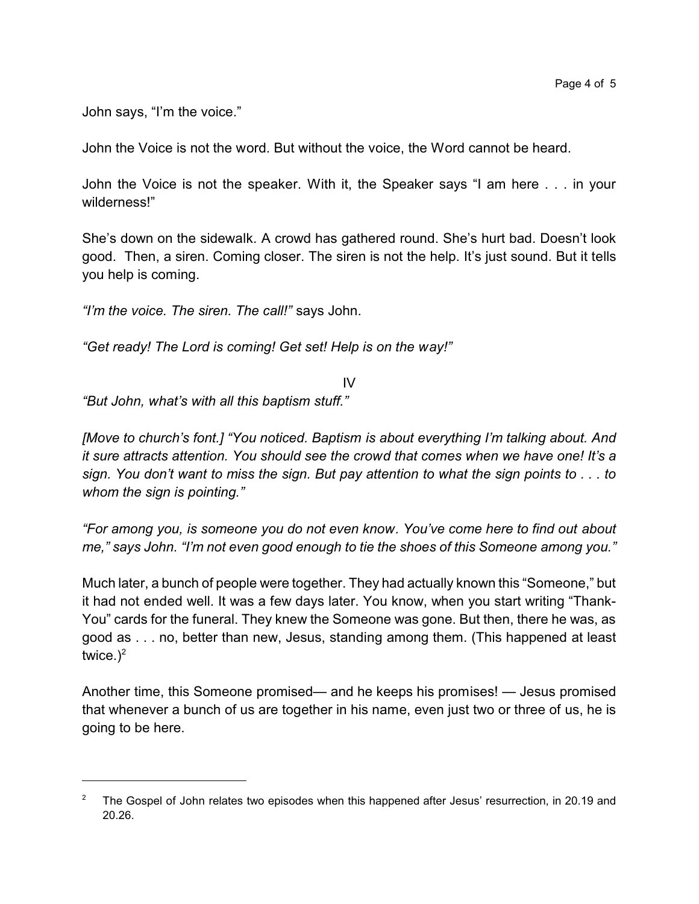John says, "I'm the voice."

John the Voice is not the word. But without the voice, the Word cannot be heard.

John the Voice is not the speaker. With it, the Speaker says "I am here . . . in your wilderness!"

She's down on the sidewalk. A crowd has gathered round. She's hurt bad. Doesn't look good. Then, a siren. Coming closer. The siren is not the help. It's just sound. But it tells you help is coming.

*"I'm the voice. The siren. The call!"* says John.

*"Get ready! The Lord is coming! Get set! Help is on the way!"*

IV

*"But John, what's with all this baptism stuff."*

*[Move to church's font.] "You noticed. Baptism is about everything I'm talking about. And it sure attracts attention. You should see the crowd that comes when we have one! It's a sign. You don't want to miss the sign. But pay attention to what the sign points to . . . to whom the sign is pointing."*

*"For among you, is someone you do not even know. You've come here to find out about me," says John. "I'm not even good enough to tie the shoes of this Someone among you."*

Much later, a bunch of people were together. They had actually known this "Someone," but it had not ended well. It was a few days later. You know, when you start writing "Thank-You" cards for the funeral. They knew the Someone was gone. But then, there he was, as good as . . . no, better than new, Jesus, standing among them. (This happened at least twice.)[2]

Another time, this Someone promised— and he keeps his promises! — Jesus promised that whenever a bunch of us are together in his name, even just two or three of us, he is going to be here.

---

[2] The Gospel of John relates two episodes when this happened after Jesus' resurrection, in 20.19 and 20.26.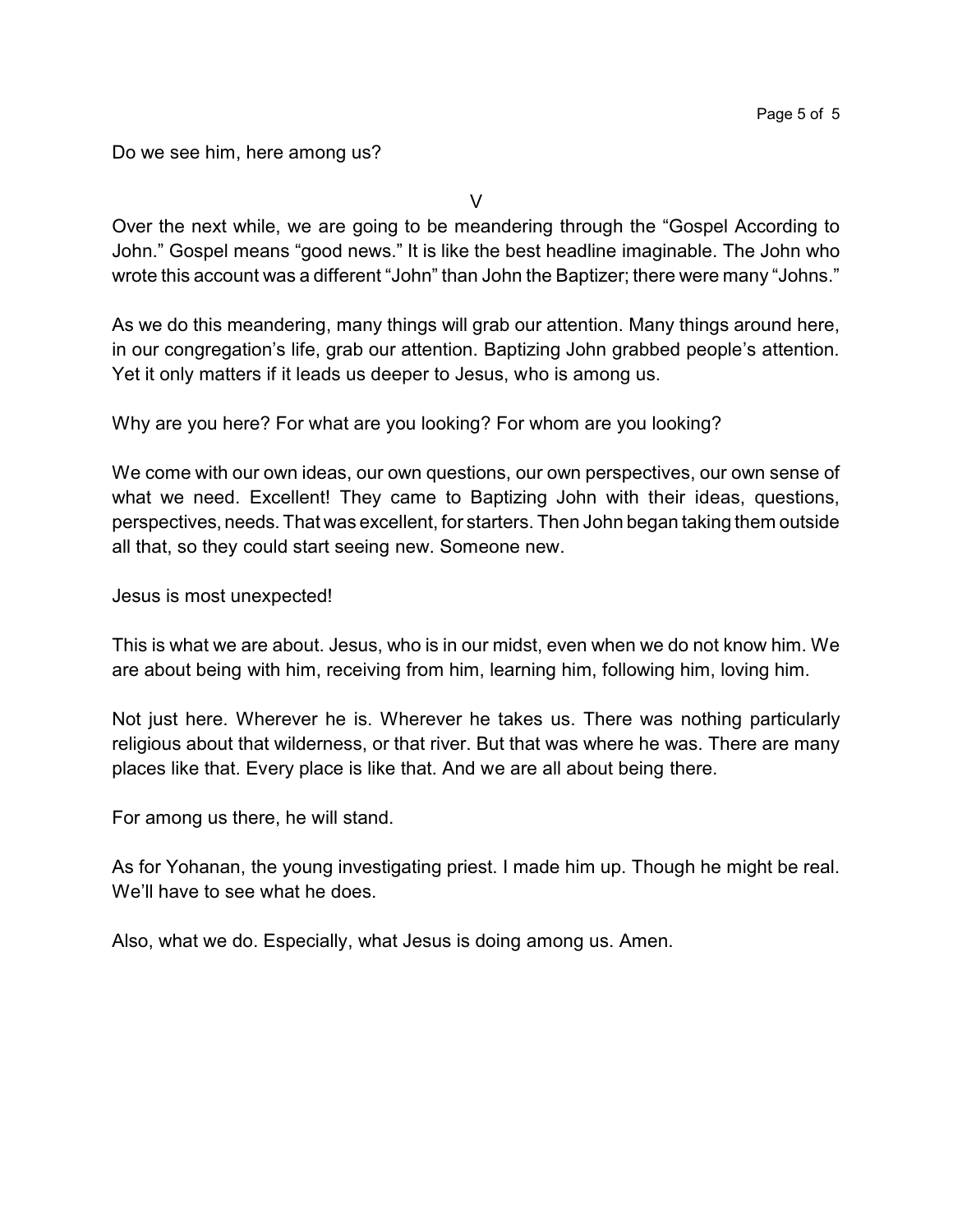Do we see him, here among us?

V

Over the next while, we are going to be meandering through the "Gospel According to John." Gospel means "good news." It is like the best headline imaginable. The John who wrote this account was a different "John" than John the Baptizer; there were many "Johns."

As we do this meandering, many things will grab our attention. Many things around here, in our congregation's life, grab our attention. Baptizing John grabbed people's attention. Yet it only matters if it leads us deeper to Jesus, who is among us.

Why are you here? For what are you looking? For whom are you looking?

We come with our own ideas, our own questions, our own perspectives, our own sense of what we need. Excellent! They came to Baptizing John with their ideas, questions, perspectives, needs. That was excellent, for starters. Then John began taking them outside all that, so they could start seeing new. Someone new.

Jesus is most unexpected!

This is what we are about. Jesus, who is in our midst, even when we do not know him. We are about being with him, receiving from him, learning him, following him, loving him.

Not just here. Wherever he is. Wherever he takes us. There was nothing particularly religious about that wilderness, or that river. But that was where he was. There are many places like that. Every place is like that. And we are all about being there.

For among us there, he will stand.

As for Yohanan, the young investigating priest. I made him up. Though he might be real. We'll have to see what he does.

Also, what we do. Especially, what Jesus is doing among us. Amen.